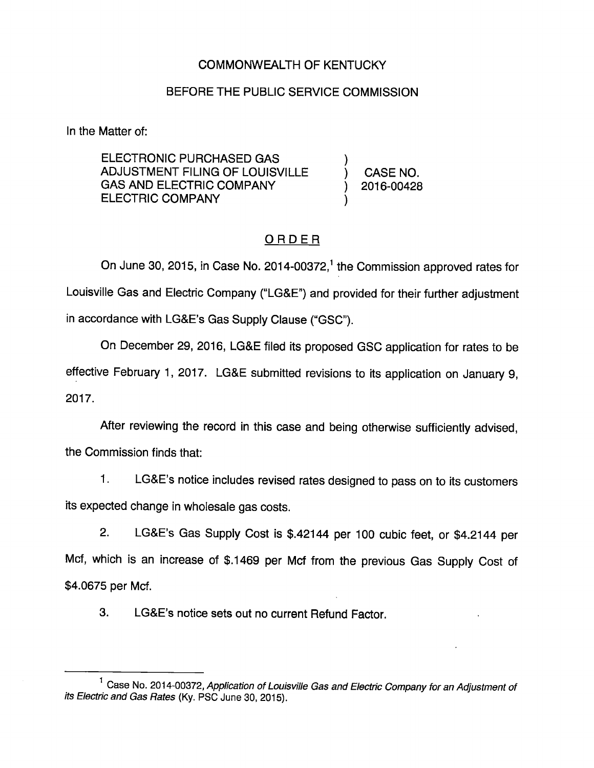COMMONWEALTH OF KENTUCKY

BEFORE THE PUBLIC SERVICE COMMISSION

In the Matter of:

ELECTRONIC PURCHASED GAS ADJUSTMENT FILING OF LOUISVILLE GAS AND ELECTRIC COMPANY ELECTRIC COMPANY ) CASE NO. 2016-00428

ORDER

On June 30, 2015, in Case No. 2014-00372,[1] the Commission approved rates for Louisville Gas and Electric Company ("LG&E") and provided for their further adjustment in accordance with LG&E's Gas Supply Clause ("GSC").

On December 29, 2016, LG&E filed its proposed GSC application for rates to be effective February 1, 2017. LG&E submitted revisions to its application on January 9, 2017.

After reviewing the record in this case and being otherwise sufficiently advised, the Commission finds that:

1. LG&E's notice includes revised rates designed to pass on to its customers its expected change in wholesale gas costs.

2. LG&E's Gas Supply Cost is $.42144 per 100 cubic feet, or $4.2144 per Mcf, which is an increase of $.1469 per Mcf from the previous Gas Supply Cost of $4.0675 per Mcf.

3. LG&E's notice sets out no current Refund Factor.

[1] Case No. 2014-00372, *Application of Louisville Gas and Electric Company for an Adjustment of its Electric and Gas Rates* (Ky. PSC June 30, 2015).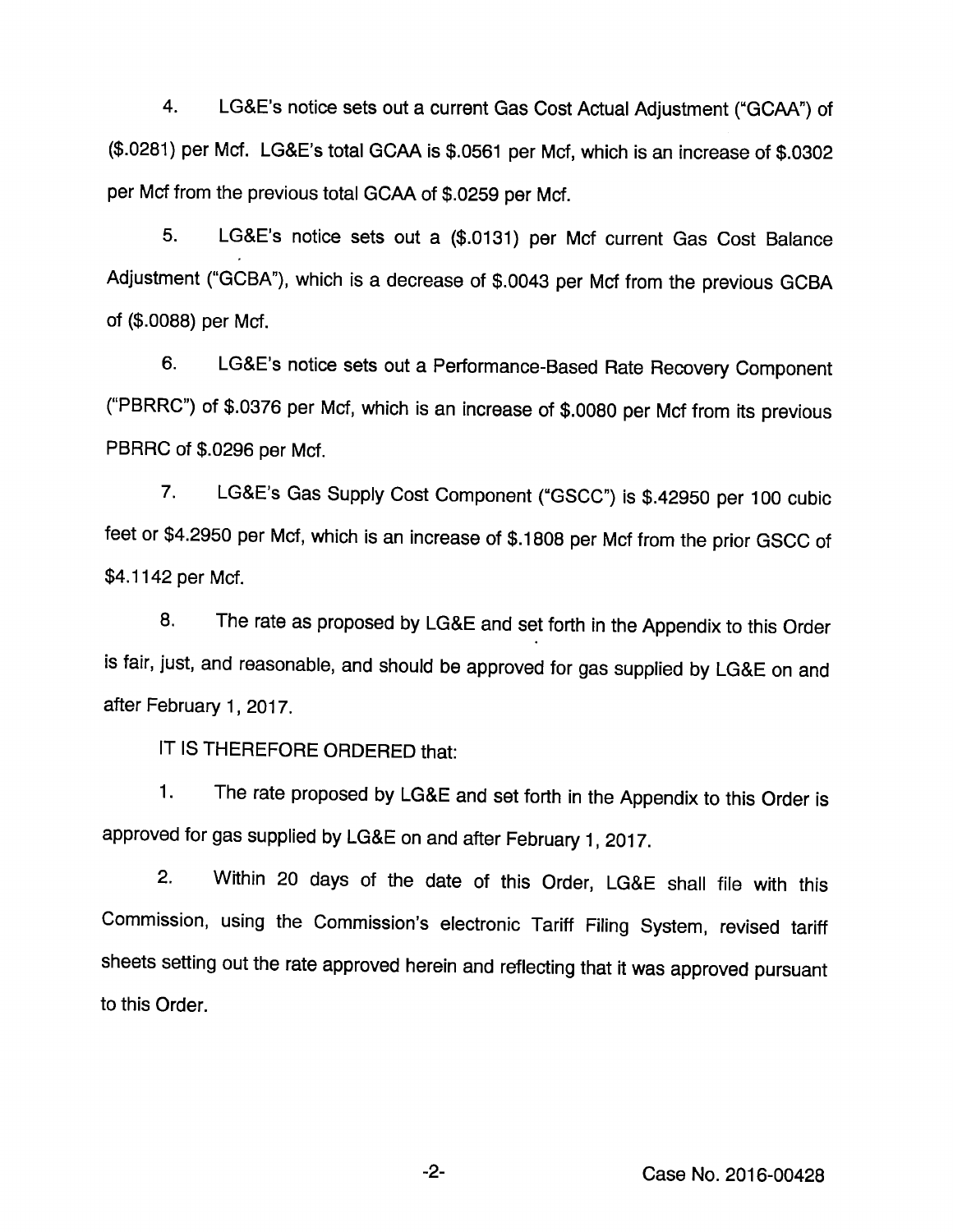4. LG&E's notice sets out a current Gas Cost Actual Adjustment ("GCAA") of ($.0281) per Mcf. LG&E's total GCAA is $.0561 per Mcf, which is an increase of $.0302 per Mcf from the previous total GCAA of $.0259 per Mcf.

5. LG&E's notice sets out a ($.0131) per Mcf current Gas Cost Balance Adjustment ("GCBA"), which is a decrease of $.0043 per Mcf from the previous GCBA of ($.0088) per Mcf.

6. LG&E's notice sets out a Performance-Based Rate Recovery Component ("PBRRC") of $.0376 per Mcf, which is an increase of $.0080 per Mcf from its previous PBRRC of $.0296 per Mcf.

7. LG&E's Gas Supply Cost Component ("GSCC") is $.42950 per 100 cubic feet or $4.2950 per Mcf, which is an increase of $.1808 per Mcf from the prior GSCC of $4.1142 per Mcf.

8. The rate as proposed by LG&E and set forth in the Appendix to this Order is fair, just, and reasonable, and should be approved for gas supplied by LG&E on and after February 1, 2017.

IT IS THEREFORE ORDERED that:

1. The rate proposed by LG&E and set forth in the Appendix to this Order is approved for gas supplied by LG&E on and after February 1, 2017.

2. Within 20 days of the date of this Order, LG&E shall file with this Commission, using the Commission's electronic Tariff Filing System, revised tariff sheets setting out the rate approved herein and reflecting that it was approved pursuant to this Order.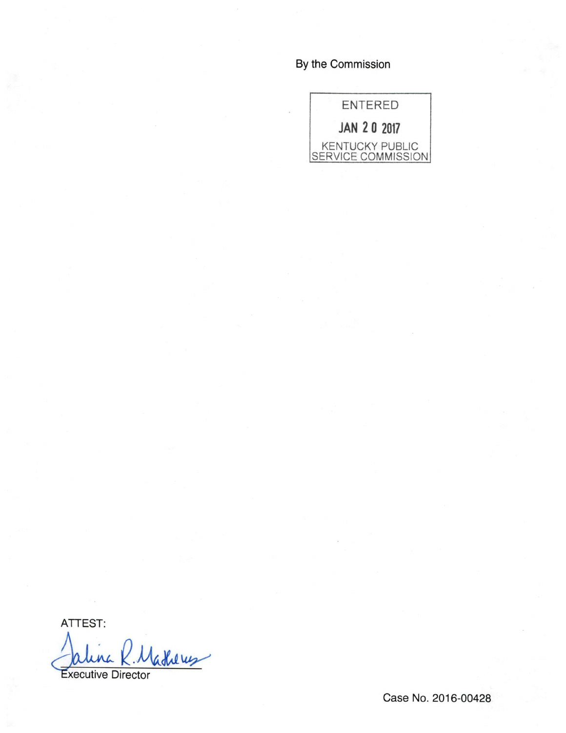By the Commission

ENTERED

JAN 20 2017

KENTUCKY PUBLIC SERVICE COMMISSION

ATTEST:

Talina R. Mathews

Executive Director

Case No. 2016-00428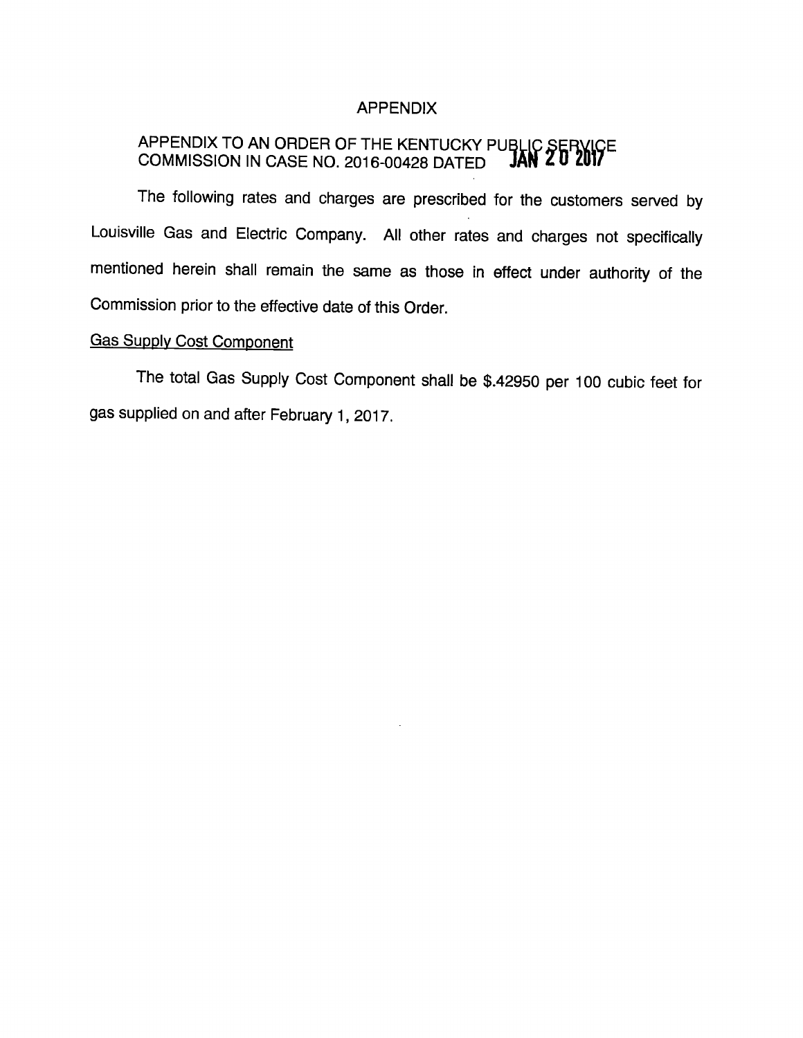# APPENDIX

APPENDIX TO AN ORDER OF THE KENTUCKY PUBLIC SERVICE COMMISSION IN CASE NO. 2016-00428 DATED **JAN 20 2017**

The following rates and charges are prescribed for the customers served by Louisville Gas and Electric Company. All other rates and charges not specifically mentioned herein shall remain the same as those in effect under authority of the Commission prior to the effective date of this Order.

Gas Supply Cost Component

The total Gas Supply Cost Component shall be $.42950 per 100 cubic feet for gas supplied on and after February 1, 2017.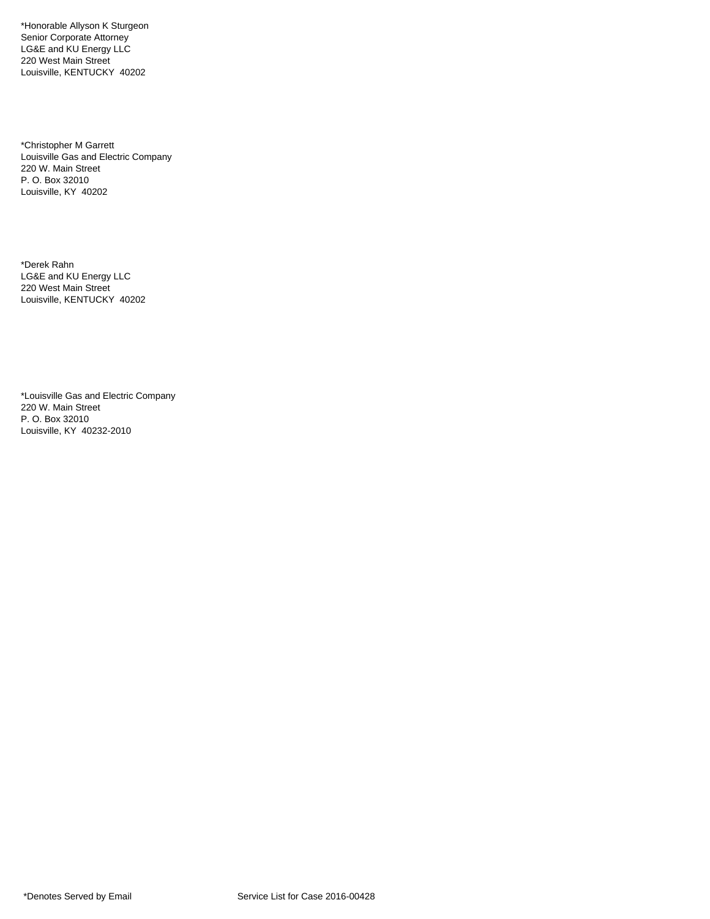*Honorable Allyson K Sturgeon
Senior Corporate Attorney
LG&E and KU Energy LLC
220 West Main Street
Louisville, KENTUCKY  40202

*Christopher M Garrett
Louisville Gas and Electric Company
220 W. Main Street
P. O. Box 32010
Louisville, KY  40202

*Derek Rahn
LG&E and KU Energy LLC
220 West Main Street
Louisville, KENTUCKY  40202

*Louisville Gas and Electric Company
220 W. Main Street
P. O. Box 32010
Louisville, KY  40232-2010

*Denotes Served by Email

Service List for Case 2016-00428